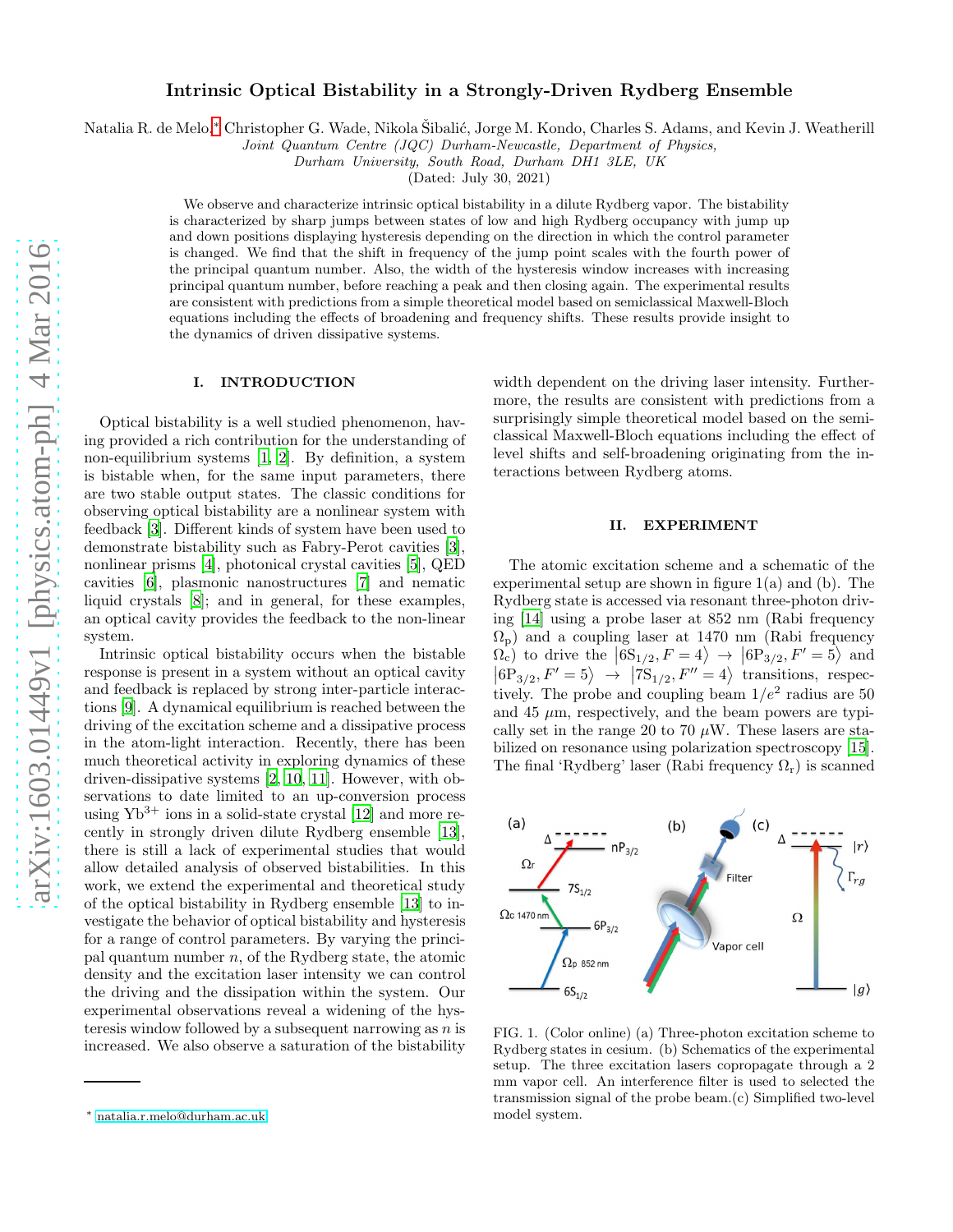# Intrinsic Optical Bistability in a Strongly-Driven Rydberg Ensemble

Natalia R. de Melo,* Christopher G. Wade, Nikola Šibalić, Jorge M. Kondo, Charles S. Adams, and Kevin J. Weatherill

*Joint Quantum Centre (JQC) Durham-Newcastle, Department of Physics, Durham University, South Road, Durham DH1 3LE, UK*

(Dated: July 30, 2021)

We observe and characterize intrinsic optical bistability in a dilute Rydberg vapor. The bistability is characterized by sharp jumps between states of low and high Rydberg occupancy with jump up and down positions displaying hysteresis depending on the direction in which the control parameter is changed. We find that the shift in frequency of the jump point scales with the fourth power of the principal quantum number. Also, the width of the hysteresis window increases with increasing principal quantum number, before reaching a peak and then closing again. The experimental results are consistent with predictions from a simple theoretical model based on semiclassical Maxwell-Bloch equations including the effects of broadening and frequency shifts. These results provide insight to the dynamics of driven dissipative systems.

## I. INTRODUCTION

Optical bistability is a well studied phenomenon, having provided a rich contribution for the understanding of non-equilibrium systems [1, 2]. By definition, a system is bistable when, for the same input parameters, there are two stable output states. The classic conditions for observing optical bistability are a nonlinear system with feedback [3]. Different kinds of system have been used to demonstrate bistability such as Fabry-Perot cavities [3], nonlinear prisms [4], photonical crystal cavities [5], QED cavities [6], plasmonic nanostructures [7] and nematic liquid crystals [8]; and in general, for these examples, an optical cavity provides the feedback to the non-linear system.

Intrinsic optical bistability occurs when the bistable response is present in a system without an optical cavity and feedback is replaced by strong inter-particle interactions [9]. A dynamical equilibrium is reached between the driving of the excitation scheme and a dissipative process in the atom-light interaction. Recently, there has been much theoretical activity in exploring dynamics of these driven-dissipative systems [2, 10, 11]. However, with observations to date limited to an up-conversion process using $Yb^{3+}$ ions in a solid-state crystal [12] and more recently in strongly driven dilute Rydberg ensemble [13], there is still a lack of experimental studies that would allow detailed analysis of observed bistabilities. In this work, we extend the experimental and theoretical study of the optical bistability in Rydberg ensemble [13] to investigate the behavior of optical bistability and hysteresis for a range of control parameters. By varying the principal quantum number $n$, of the Rydberg state, the atomic density and the excitation laser intensity we can control the driving and the dissipation within the system. Our experimental observations reveal a widening of the hysteresis window followed by a subsequent narrowing as $n$ is increased. We also observe a saturation of the bistability width dependent on the driving laser intensity. Furthermore, the results are consistent with predictions from a surprisingly simple theoretical model based on the semiclassical Maxwell-Bloch equations including the effect of level shifts and self-broadening originating from the interactions between Rydberg atoms.

## II. EXPERIMENT

The atomic excitation scheme and a schematic of the experimental setup are shown in figure 1(a) and (b). The Rydberg state is accessed via resonant three-photon driving [14] using a probe laser at 852 nm (Rabi frequency $\Omega_\mathrm{p}$) and a coupling laser at 1470 nm (Rabi frequency $\Omega_\mathrm{c}$) to drive the $|6\mathrm{S}_{1/2}, F=4\rangle \rightarrow |6\mathrm{P}_{3/2}, F'=5\rangle$ and $|6\mathrm{P}_{3/2}, F'=5\rangle \rightarrow |7\mathrm{S}_{1/2}, F''=4\rangle$ transitions, respectively. The probe and coupling beam $1/e^2$ radius are 50 and 45 $\mu$m, respectively, and the beam powers are typically set in the range 20 to 70 $\mu$W. These lasers are stabilized on resonance using polarization spectroscopy [15]. The final 'Rydberg' laser (Rabi frequency $\Omega_\mathrm{r}$) is scanned

FIG. 1. (Color online) (a) Three-photon excitation scheme to Rydberg states in cesium. (b) Schematics of the experimental setup. The three excitation lasers copropagate through a 2 mm vapor cell. An interference filter is used to selected the transmission signal of the probe beam.(c) Simplified two-level model system.

* natalia.r.melo@durham.ac.uk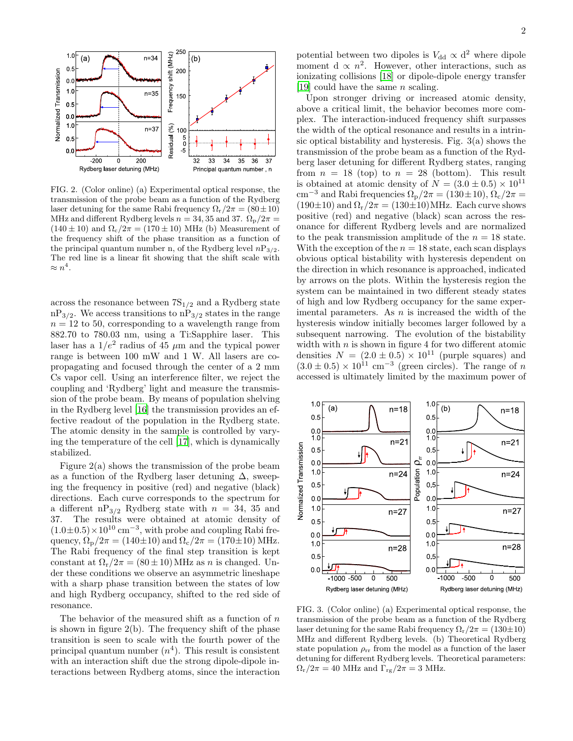FIG. 2. (Color online) (a) Experimental optical response, the transmission of the probe beam as a function of the Rydberg laser detuning for the same Rabi frequency $\Omega_r/2\pi = (80 \pm 10)$ MHz and different Rydberg levels $n = 34, 35$ and $37$. $\Omega_p/2\pi = (140 \pm 10)$ and $\Omega_c/2\pi = (170 \pm 10)$ MHz (b) Measurement of the frequency shift of the phase transition as a function of the principal quantum number n, of the Rydberg level $n\mathrm{P}_{3/2}$. The red line is a linear fit showing that the shift scale with $\approx n^4$.

across the resonance between $7\mathrm{S}_{1/2}$ and a Rydberg state $n\mathrm{P}_{3/2}$. We access transitions to $n\mathrm{P}_{3/2}$ states in the range $n = 12$ to $50$, corresponding to a wavelength range from 882.70 to 780.03 nm, using a Ti:Sapphire laser. This laser has a $1/e^2$ radius of 45 $\mu$m and the typical power range is between 100 mW and 1 W. All lasers are co-propagating and focused through the center of a 2 mm Cs vapor cell. Using an interference filter, we reject the coupling and 'Rydberg' light and measure the transmission of the probe beam. By means of population shelving in the Rydberg level [16] the transmission provides an effective readout of the population in the Rydberg state. The atomic density in the sample is controlled by varying the temperature of the cell [17], which is dynamically stabilized.

Figure 2(a) shows the transmission of the probe beam as a function of the Rydberg laser detuning $\Delta$, sweeping the frequency in positive (red) and negative (black) directions. Each curve corresponds to the spectrum for a different $n\mathrm{P}_{3/2}$ Rydberg state with $n = 34$, $35$ and $37$. The results were obtained at atomic density of $(1.0 \pm 0.5) \times 10^{10}$ cm$^{-3}$, with probe and coupling Rabi frequency, $\Omega_p/2\pi = (140 \pm 10)$ and $\Omega_c/2\pi = (170 \pm 10)$ MHz. The Rabi frequency of the final step transition is kept constant at $\Omega_r/2\pi = (80 \pm 10)$ MHz as $n$ is changed. Under these conditions we observe an asymmetric lineshape with a sharp phase transition between the states of low and high Rydberg occupancy, shifted to the red side of resonance.

The behavior of the measured shift as a function of $n$ is shown in figure 2(b). The frequency shift of the phase transition is seen to scale with the fourth power of the principal quantum number ($n^4$). This result is consistent with an interaction shift due the strong dipole-dipole interactions between Rydberg atoms, since the interaction potential between two dipoles is $V_{\mathrm{dd}} \propto \mathrm{d}^2$ where dipole moment $\mathrm{d} \propto n^2$. However, other interactions, such as ionizating collisions [18] or dipole-dipole energy transfer [19] could have the same $n$ scaling.

Upon stronger driving or increased atomic density, above a critical limit, the behavior becomes more complex. The interaction-induced frequency shift surpasses the width of the optical resonance and results in a intrinsic optical bistability and hysteresis. Fig. 3(a) shows the transmission of the probe beam as a function of the Rydberg laser detuning for different Rydberg states, ranging from $n = 18$ (top) to $n = 28$ (bottom). This result is obtained at atomic density of $N = (3.0 \pm 0.5) \times 10^{11}$ cm$^{-3}$ and Rabi frequencies $\Omega_p/2\pi = (130 \pm 10)$, $\Omega_c/2\pi = (190 \pm 10)$ and $\Omega_r/2\pi = (130 \pm 10)$MHz. Each curve shows positive (red) and negative (black) scan across the resonance for different Rydberg levels and are normalized to the peak transmission amplitude of the $n = 18$ state. With the exception of the $n = 18$ state, each scan displays obvious optical bistability with hysteresis dependent on the direction in which resonance is approached, indicated by arrows on the plots. Within the hysteresis region the system can be maintained in two different steady states of high and low Rydberg occupancy for the same experimental parameters. As $n$ is increased the width of the hysteresis window initially becomes larger followed by a subsequent narrowing. The evolution of the bistability width with $n$ is shown in figure 4 for two different atomic densities $N = (2.0 \pm 0.5) \times 10^{11}$ (purple squares) and $(3.0 \pm 0.5) \times 10^{11}$ cm$^{-3}$ (green circles). The range of $n$ accessed is ultimately limited by the maximum power of

FIG. 3. (Color online) (a) Experimental optical response, the transmission of the probe beam as a function of the Rydberg laser detuning for the same Rabi frequency $\Omega_r/2\pi = (130 \pm 10)$ MHz and different Rydberg levels. (b) Theoretical Rydberg state population $\rho_{rr}$ from the model as a function of the laser detuning for different Rydberg levels. Theoretical parameters: $\Omega_r/2\pi = 40$ MHz and $\Gamma_{rg}/2\pi = 3$ MHz.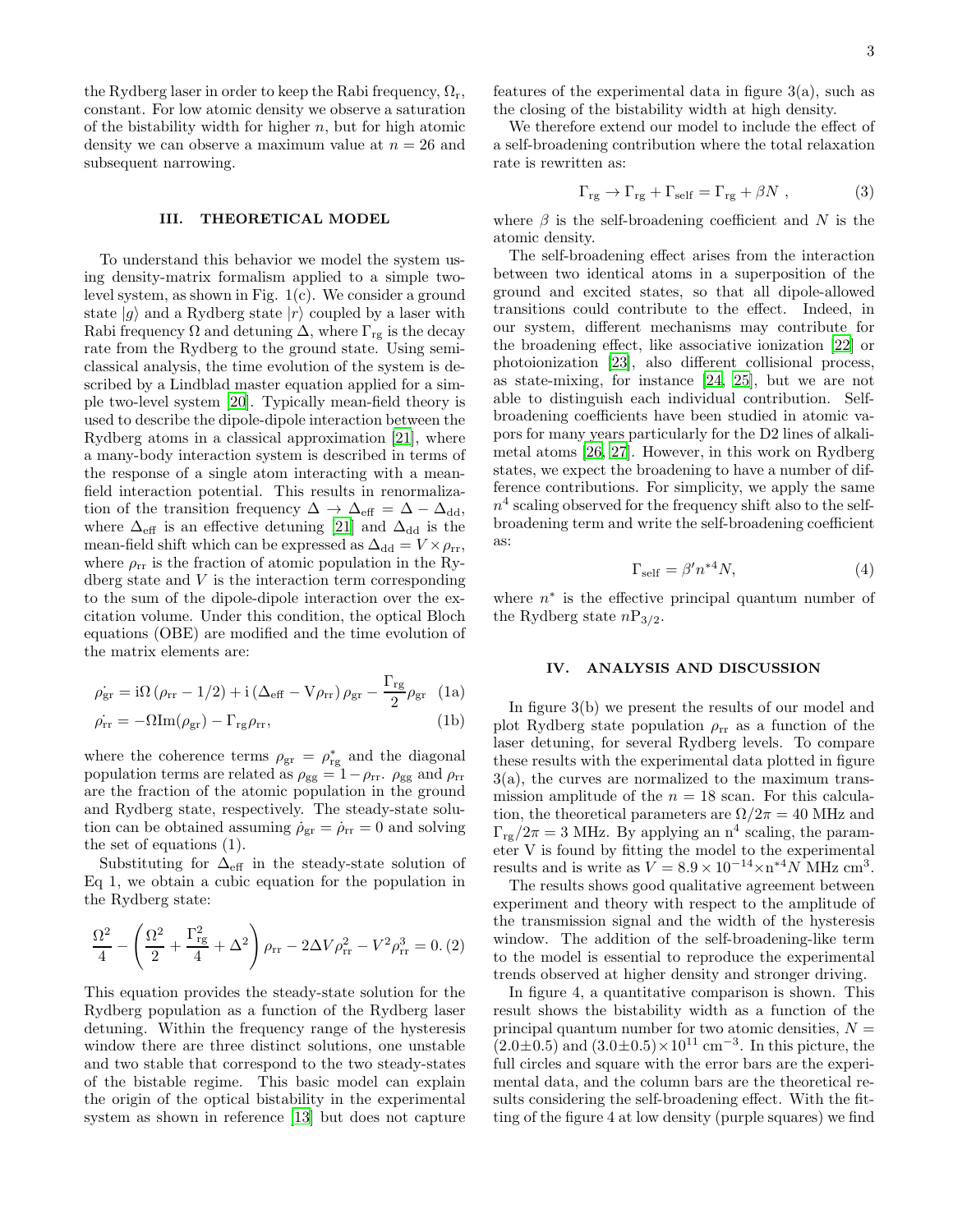the Rydberg laser in order to keep the Rabi frequency, $\Omega_r$, constant. For low atomic density we observe a saturation of the bistability width for higher $n$, but for high atomic density we can observe a maximum value at $n = 26$ and subsequent narrowing.

## III. THEORETICAL MODEL

To understand this behavior we model the system using density-matrix formalism applied to a simple two-level system, as shown in Fig. 1(c). We consider a ground state $|g\rangle$ and a Rydberg state $|r\rangle$ coupled by a laser with Rabi frequency $\Omega$ and detuning $\Delta$, where $\Gamma_{\rm rg}$ is the decay rate from the Rydberg to the ground state. Using semi-classical analysis, the time evolution of the system is described by a Lindblad master equation applied for a simple two-level system [20]. Typically mean-field theory is used to describe the dipole-dipole interaction between the Rydberg atoms in a classical approximation [21], where a many-body interaction system is described in terms of the response of a single atom interacting with a mean-field interaction potential. This results in renormalization of the transition frequency $\Delta \rightarrow \Delta_{\rm eff} = \Delta - \Delta_{\rm dd}$, where $\Delta_{\rm eff}$ is an effective detuning [21] and $\Delta_{\rm dd}$ is the mean-field shift which can be expressed as $\Delta_{\rm dd} = V \times \rho_{\rm rr}$, where $\rho_{\rm rr}$ is the fraction of atomic population in the Rydberg state and $V$ is the interaction term corresponding to the sum of the dipole-dipole interaction over the excitation volume. Under this condition, the optical Bloch equations (OBE) are modified and the time evolution of the matrix elements are:

$$\dot{\rho_{\rm gr}} = {\rm i}\Omega\left(\rho_{\rm rr} - 1/2\right) + {\rm i}\left(\Delta_{\rm eff} - {\rm V}\rho_{\rm rr}\right)\rho_{\rm gr} - \frac{\Gamma_{\rm rg}}{2}\rho_{\rm gr} \quad \text{(1a)}$$

$$\dot{\rho_{\rm rr}} = -\Omega{\rm Im}(\rho_{\rm gr}) - \Gamma_{\rm rg}\rho_{\rm rr}, \quad \text{(1b)}$$

where the coherence terms $\rho_{\rm gr} = \rho^*_{\rm rg}$ and the diagonal population terms are related as $\rho_{\rm gg} = 1 - \rho_{\rm rr}$. $\rho_{\rm gg}$ and $\rho_{\rm rr}$ are the fraction of the atomic population in the ground and Rydberg state, respectively. The steady-state solution can be obtained assuming $\dot{\rho}_{\rm gr} = \dot{\rho}_{\rm rr} = 0$ and solving the set of equations (1).

Substituting for $\Delta_{\rm eff}$ in the steady-state solution of Eq 1, we obtain a cubic equation for the population in the Rydberg state:

$$\frac{\Omega^2}{4} - \left(\frac{\Omega^2}{2} + \frac{\Gamma^2_{\rm rg}}{4} + \Delta^2\right)\rho_{\rm rr} - 2\Delta V\rho^2_{\rm rr} - V^2\rho^3_{\rm rr} = 0. \quad (2)$$

This equation provides the steady-state solution for the Rydberg population as a function of the Rydberg laser detuning. Within the frequency range of the hysteresis window there are three distinct solutions, one unstable and two stable that correspond to the two steady-states of the bistable regime. This basic model can explain the origin of the optical bistability in the experimental system as shown in reference [13] but does not capture features of the experimental data in figure 3(a), such as the closing of the bistability width at high density.

We therefore extend our model to include the effect of a self-broadening contribution where the total relaxation rate is rewritten as:

$$\Gamma_{\rm rg} \rightarrow \Gamma_{\rm rg} + \Gamma_{\rm self} = \Gamma_{\rm rg} + \beta N\ , \quad (3)$$

where $\beta$ is the self-broadening coefficient and $N$ is the atomic density.

The self-broadening effect arises from the interaction between two identical atoms in a superposition of the ground and excited states, so that all dipole-allowed transitions could contribute to the effect. Indeed, in our system, different mechanisms may contribute for the broadening effect, like associative ionization [22] or photoionization [23], also different collisional process, as state-mixing, for instance [24, 25], but we are not able to distinguish each individual contribution. Self-broadening coefficients have been studied in atomic vapors for many years particularly for the D2 lines of alkali-metal atoms [26, 27]. However, in this work on Rydberg states, we expect the broadening to have a number of difference contributions. For simplicity, we apply the same $n^4$ scaling observed for the frequency shift also to the self-broadening term and write the self-broadening coefficient as:

$$\Gamma_{\rm self} = \beta' n^{*4} N, \quad (4)$$

where $n^*$ is the effective principal quantum number of the Rydberg state $n{\rm P}_{3/2}$.

## IV. ANALYSIS AND DISCUSSION

In figure 3(b) we present the results of our model and plot Rydberg state population $\rho_{\rm rr}$ as a function of the laser detuning, for several Rydberg levels. To compare these results with the experimental data plotted in figure 3(a), the curves are normalized to the maximum transmission amplitude of the $n = 18$ scan. For this calculation, the theoretical parameters are $\Omega/2\pi = 40$ MHz and $\Gamma_{\rm rg}/2\pi = 3$ MHz. By applying an $n^4$ scaling, the parameter V is found by fitting the model to the experimental results and is write as $V = 8.9 \times 10^{-14} \times n^{*4} N$ MHz cm$^3$.

The results shows good qualitative agreement between experiment and theory with respect to the amplitude of the transmission signal and the width of the hysteresis window. The addition of the self-broadening-like term to the model is essential to reproduce the experimental trends observed at higher density and stronger driving.

In figure 4, a quantitative comparison is shown. This result shows the bistability width as a function of the principal quantum number for two atomic densities, $N = (2.0\pm0.5)$ and $(3.0\pm0.5)\times10^{11}$ cm$^{-3}$. In this picture, the full circles and square with the error bars are the experimental data, and the column bars are the theoretical results considering the self-broadening effect. With the fitting of the figure 4 at low density (purple squares) we find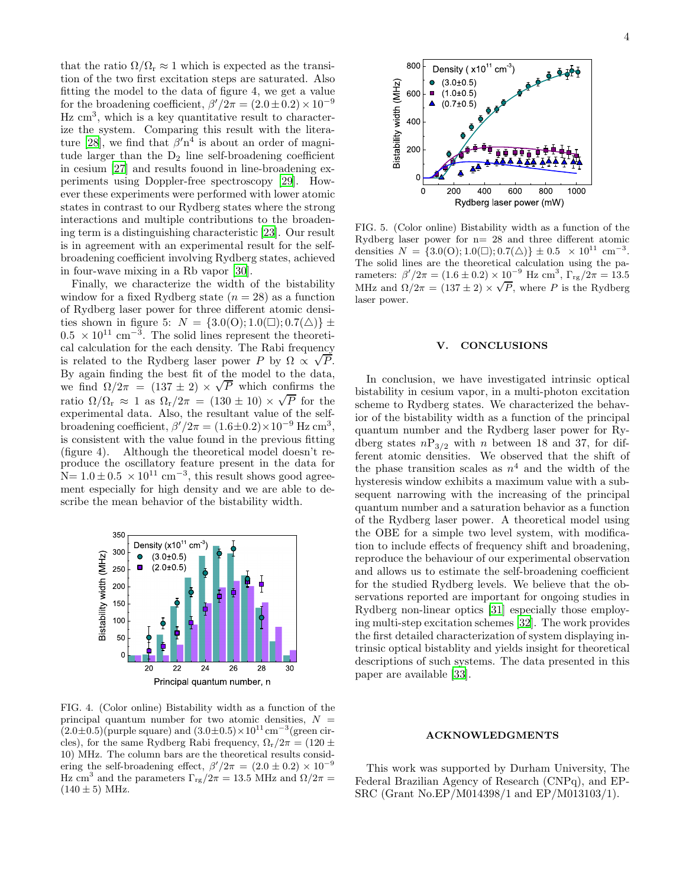that the ratio $\Omega/\Omega_r \approx 1$ which is expected as the transition of the two first excitation steps are saturated. Also fitting the model to the data of figure 4, we get a value for the broadening coefficient, $\beta'/2\pi = (2.0 \pm 0.2) \times 10^{-9}$ Hz cm$^3$, which is a key quantitative result to characterize the system. Comparing this result with the literature [28], we find that $\beta' n^4$ is about an order of magnitude larger than the $D_2$ line self-broadening coefficient in cesium [27] and results fouond in line-broadening experiments using Doppler-free spectroscopy [29]. However these experiments were performed with lower atomic states in contrast to our Rydberg states where the strong interactions and multiple contributions to the broadening term is a distinguishing characteristic [23]. Our result is in agreement with an experimental result for the self-broadening coefficient involving Rydberg states, achieved in four-wave mixing in a Rb vapor [30].

Finally, we characterize the width of the bistability window for a fixed Rydberg state ($n = 28$) as a function of Rydberg laser power for three different atomic densities shown in figure 5: $N = \{3.0(\text{O}); 1.0(\square); 0.7(\triangle)\} \pm 0.5 \times 10^{11}$ cm$^{-3}$. The solid lines represent the theoretical calculation for the each density. The Rabi frequency is related to the Rydberg laser power $P$ by $\Omega \propto \sqrt{P}$. By again finding the best fit of the model to the data, we find $\Omega/2\pi = (137 \pm 2) \times \sqrt{P}$ which confirms the ratio $\Omega/\Omega_r \approx 1$ as $\Omega_r/2\pi = (130 \pm 10) \times \sqrt{P}$ for the experimental data. Also, the resultant value of the self-broadening coefficient, $\beta'/2\pi = (1.6 \pm 0.2) \times 10^{-9}$ Hz cm$^3$, is consistent with the value found in the previous fitting (figure 4). Although the theoretical model doesn't reproduce the oscillatory feature present in the data for $N = 1.0 \pm 0.5 \times 10^{11}$ cm$^{-3}$, this result shows good agreement especially for high density and we are able to describe the mean behavior of the bistability width.

FIG. 4. (Color online) Bistability width as a function of the principal quantum number for two atomic densities, $N = (2.0 \pm 0.5)$(purple square) and $(3.0 \pm 0.5) \times 10^{11}$ cm$^{-3}$(green circles), for the same Rydberg Rabi frequency, $\Omega_r/2\pi = (120 \pm 10)$ MHz. The column bars are the theoretical results considering the self-broadening effect, $\beta'/2\pi = (2.0 \pm 0.2) \times 10^{-9}$ Hz cm$^3$ and the parameters $\Gamma_{rg}/2\pi = 13.5$ MHz and $\Omega/2\pi = (140 \pm 5)$ MHz.

FIG. 5. (Color online) Bistability width as a function of the Rydberg laser power for n= 28 and three different atomic densities $N = \{3.0(\text{O}); 1.0(\square); 0.7(\triangle)\} \pm 0.5 \times 10^{11}$ cm$^{-3}$. The solid lines are the theoretical calculation using the parameters: $\beta'/2\pi = (1.6 \pm 0.2) \times 10^{-9}$ Hz cm$^3$, $\Gamma_{rg}/2\pi = 13.5$ MHz and $\Omega/2\pi = (137 \pm 2) \times \sqrt{P}$, where $P$ is the Rydberg laser power.

## V. CONCLUSIONS

In conclusion, we have investigated intrinsic optical bistability in cesium vapor, in a multi-photon excitation scheme to Rydberg states. We characterized the behavior of the bistability width as a function of the principal quantum number and the Rydberg laser power for Rydberg states $n\text{P}_{3/2}$ with $n$ between 18 and 37, for different atomic densities. We observed that the shift of the phase transition scales as $n^4$ and the width of the hysteresis window exhibits a maximum value with a subsequent narrowing with the increasing of the principal quantum number and a saturation behavior as a function of the Rydberg laser power. A theoretical model using the OBE for a simple two level system, with modification to include effects of frequency shift and broadening, reproduce the behaviour of our experimental observation and allows us to estimate the self-broadening coefficient for the studied Rydberg levels. We believe that the observations reported are important for ongoing studies in Rydberg non-linear optics [31] especially those employing multi-step excitation schemes [32]. The work provides the first detailed characterization of system displaying intrinsic optical bistablity and yields insight for theoretical descriptions of such systems. The data presented in this paper are available [33].

## ACKNOWLEDGMENTS

This work was supported by Durham University, The Federal Brazilian Agency of Research (CNPq), and EPSRC (Grant No.EP/M014398/1 and EP/M013103/1).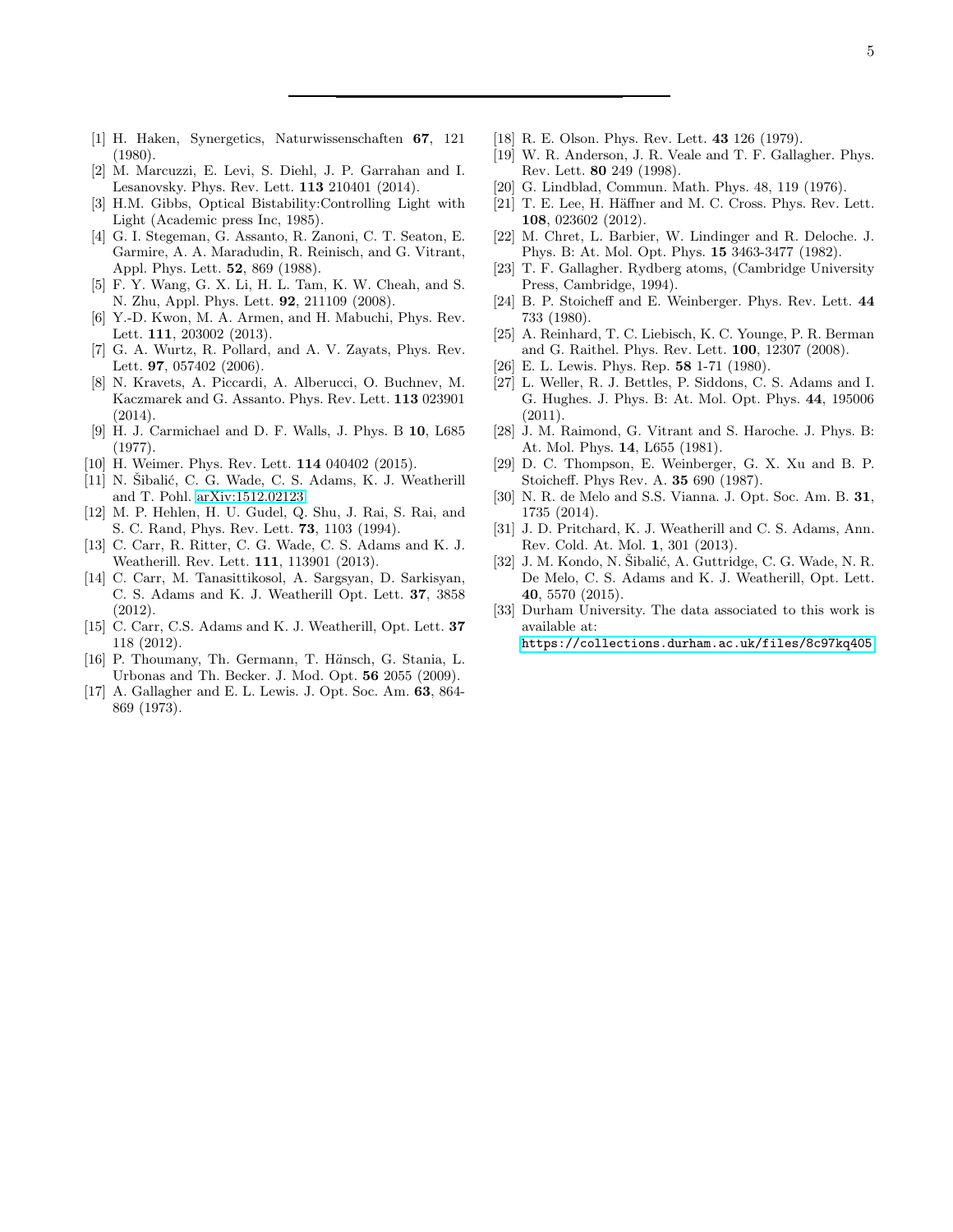[1] H. Haken, Synergetics, Naturwissenschaften **67**, 121 (1980).

[2] M. Marcuzzi, E. Levi, S. Diehl, J. P. Garrahan and I. Lesanovsky. Phys. Rev. Lett. **113** 210401 (2014).

[3] H.M. Gibbs, Optical Bistability:Controlling Light with Light (Academic press Inc, 1985).

[4] G. I. Stegeman, G. Assanto, R. Zanoni, C. T. Seaton, E. Garmire, A. A. Maradudin, R. Reinisch, and G. Vitrant, Appl. Phys. Lett. **52**, 869 (1988).

[5] F. Y. Wang, G. X. Li, H. L. Tam, K. W. Cheah, and S. N. Zhu, Appl. Phys. Lett. **92**, 211109 (2008).

[6] Y.-D. Kwon, M. A. Armen, and H. Mabuchi, Phys. Rev. Lett. **111**, 203002 (2013).

[7] G. A. Wurtz, R. Pollard, and A. V. Zayats, Phys. Rev. Lett. **97**, 057402 (2006).

[8] N. Kravets, A. Piccardi, A. Alberucci, O. Buchnev, M. Kaczmarek and G. Assanto. Phys. Rev. Lett. **113** 023901 (2014).

[9] H. J. Carmichael and D. F. Walls, J. Phys. B **10**, L685 (1977).

[10] H. Weimer. Phys. Rev. Lett. **114** 040402 (2015).

[11] N. Šibalić, C. G. Wade, C. S. Adams, K. J. Weatherill and T. Pohl. arXiv:1512.02123

[12] M. P. Hehlen, H. U. Gudel, Q. Shu, J. Rai, S. Rai, and S. C. Rand, Phys. Rev. Lett. **73**, 1103 (1994).

[13] C. Carr, R. Ritter, C. G. Wade, C. S. Adams and K. J. Weatherill. Rev. Lett. **111**, 113901 (2013).

[14] C. Carr, M. Tanasittikosol, A. Sargsyan, D. Sarkisyan, C. S. Adams and K. J. Weatherill Opt. Lett. **37**, 3858 (2012).

[15] C. Carr, C.S. Adams and K. J. Weatherill, Opt. Lett. **37** 118 (2012).

[16] P. Thoumany, Th. Germann, T. Hänsch, G. Stania, L. Urbonas and Th. Becker. J. Mod. Opt. **56** 2055 (2009).

[17] A. Gallagher and E. L. Lewis. J. Opt. Soc. Am. **63**, 864-869 (1973).

[18] R. E. Olson. Phys. Rev. Lett. **43** 126 (1979).

[19] W. R. Anderson, J. R. Veale and T. F. Gallagher. Phys. Rev. Lett. **80** 249 (1998).

[20] G. Lindblad, Commun. Math. Phys. 48, 119 (1976).

[21] T. E. Lee, H. Häffner and M. C. Cross. Phys. Rev. Lett. **108**, 023602 (2012).

[22] M. Chret, L. Barbier, W. Lindinger and R. Deloche. J. Phys. B: At. Mol. Opt. Phys. **15** 3463-3477 (1982).

[23] T. F. Gallagher. Rydberg atoms, (Cambridge University Press, Cambridge, 1994).

[24] B. P. Stoicheff and E. Weinberger. Phys. Rev. Lett. **44** 733 (1980).

[25] A. Reinhard, T. C. Liebisch, K. C. Younge, P. R. Berman and G. Raithel. Phys. Rev. Lett. **100**, 12307 (2008).

[26] E. L. Lewis. Phys. Rep. **58** 1-71 (1980).

[27] L. Weller, R. J. Bettles, P. Siddons, C. S. Adams and I. G. Hughes. J. Phys. B: At. Mol. Opt. Phys. **44**, 195006 (2011).

[28] J. M. Raimond, G. Vitrant and S. Haroche. J. Phys. B: At. Mol. Phys. **14**, L655 (1981).

[29] D. C. Thompson, E. Weinberger, G. X. Xu and B. P. Stoicheff. Phys Rev. A. **35** 690 (1987).

[30] N. R. de Melo and S.S. Vianna. J. Opt. Soc. Am. B. **31**, 1735 (2014).

[31] J. D. Pritchard, K. J. Weatherill and C. S. Adams, Ann. Rev. Cold. At. Mol. **1**, 301 (2013).

[32] J. M. Kondo, N. Šibalić, A. Guttridge, C. G. Wade, N. R. De Melo, C. S. Adams and K. J. Weatherill, Opt. Lett. **40**, 5570 (2015).

[33] Durham University. The data associated to this work is available at: https://collections.durham.ac.uk/files/8c97kq405